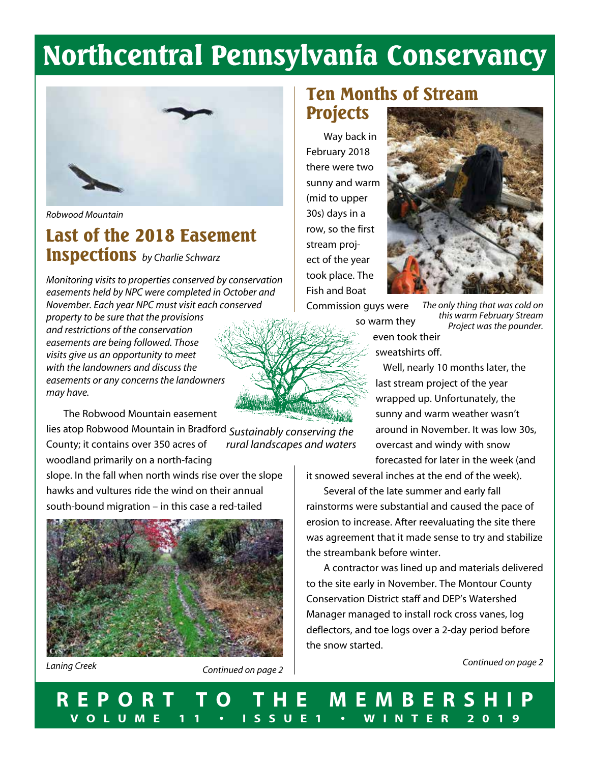# Northcentral Pennsylvania Conservancy

Robwood Mountain

## Last of the 2018 Easement Inspections *by Charlie Schwarz*

*Monitoring visits to properties conserved by conservation easements held by NPC were completed in October and November. Each year NPC must visit each conserved property to be sure that the provisions and restrictions of the conservation easements are being followed. Those visits give us an opportunity to meet with the landowners and discuss the easements or any concerns the landowners may have.*

*Sustainably conserving the rural landscapes and waters*

The Robwood Mountain easement lies atop Robwood Mountain in Bradford County; it contains over 350 acres of woodland primarily on a north-facing slope. In the fall when north winds rise over the slope hawks and vultures ride the wind on their annual south-bound migration – in this case a red-tailed

Laning Creek

Continued on page 2

## Ten Months of Stream Projects

Way back in February 2018 there were two sunny and warm (mid to upper 30s) days in a row, so the first stream project of the year took place. The Fish and Boat Commission guys were so warm they even took their sweatshirts off.

*The only thing that was cold on this warm February Stream Project was the pounder.*

Well, nearly 10 months later, the last stream project of the year wrapped up. Unfortunately, the sunny and warm weather wasn't around in November. It was low 30s, overcast and windy with snow forecasted for later in the week (and it snowed several inches at the end of the week).

Several of the late summer and early fall rainstorms were substantial and caused the pace of erosion to increase. After reevaluating the site there was agreement that it made sense to try and stabilize the streambank before winter.

A contractor was lined up and materials delivered to the site early in November. The Montour County Conservation District staff and DEP's Watershed Manager managed to install rock cross vanes, log deflectors, and toe logs over a 2-day period before the snow started.

Continued on page 2

**REPORT TO THE MEMBERSHIP**

**VOLUME 11 • ISSUE 1 • WINTER 2019**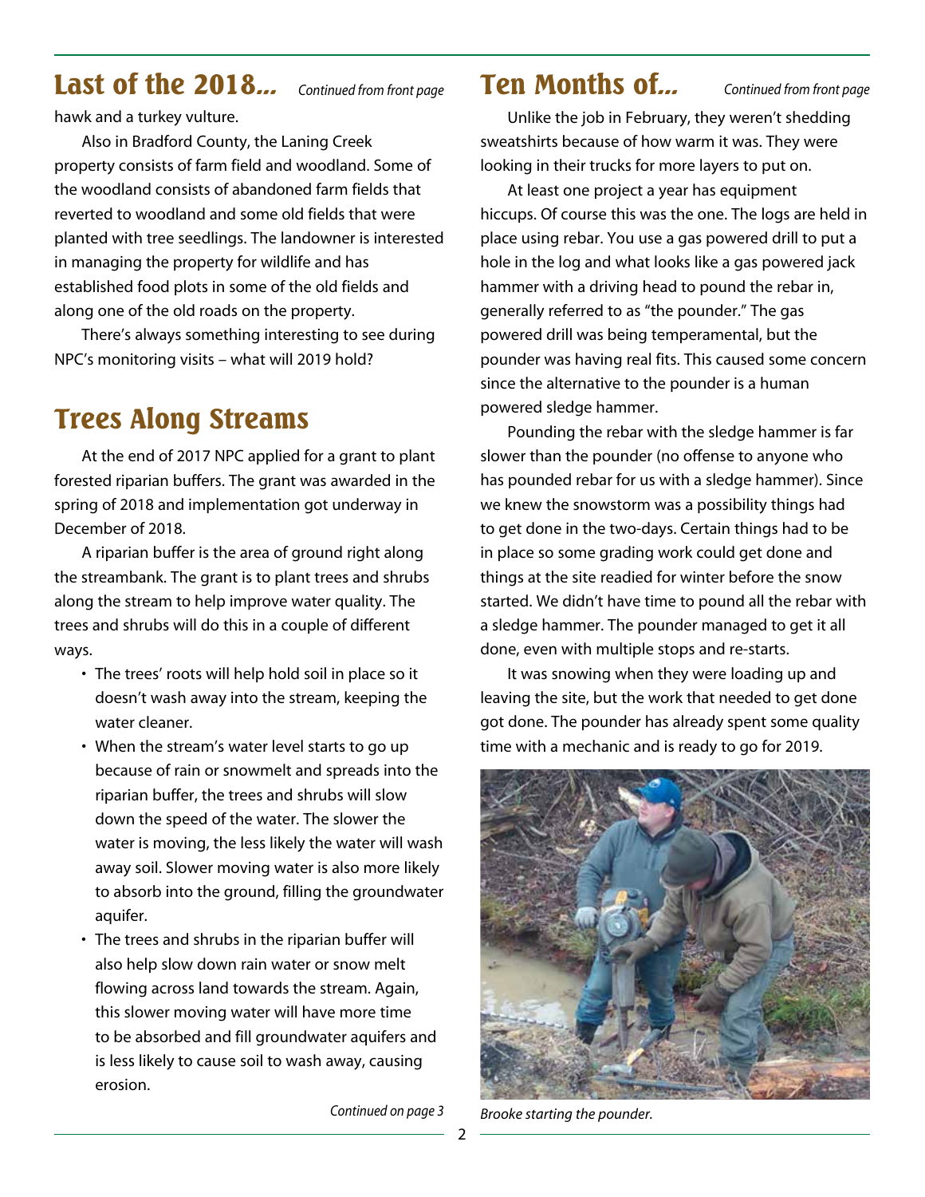## Last of the 2018... *Continued from front page*

hawk and a turkey vulture.

Also in Bradford County, the Laning Creek property consists of farm field and woodland. Some of the woodland consists of abandoned farm fields that reverted to woodland and some old fields that were planted with tree seedlings. The landowner is interested in managing the property for wildlife and has established food plots in some of the old fields and along one of the old roads on the property.

There's always something interesting to see during NPC's monitoring visits – what will 2019 hold?

## Trees Along Streams

At the end of 2017 NPC applied for a grant to plant forested riparian buffers. The grant was awarded in the spring of 2018 and implementation got underway in December of 2018.

A riparian buffer is the area of ground right along the streambank. The grant is to plant trees and shrubs along the stream to help improve water quality. The trees and shrubs will do this in a couple of different ways.

- The trees' roots will help hold soil in place so it doesn't wash away into the stream, keeping the water cleaner.
- When the stream's water level starts to go up because of rain or snowmelt and spreads into the riparian buffer, the trees and shrubs will slow down the speed of the water. The slower the water is moving, the less likely the water will wash away soil. Slower moving water is also more likely to absorb into the ground, filling the groundwater aquifer.
- The trees and shrubs in the riparian buffer will also help slow down rain water or snow melt flowing across land towards the stream. Again, this slower moving water will have more time to be absorbed and fill groundwater aquifers and is less likely to cause soil to wash away, causing erosion.

*Continued on page 3*

## Ten Months of... *Continued from front page*

Unlike the job in February, they weren't shedding sweatshirts because of how warm it was. They were looking in their trucks for more layers to put on.

At least one project a year has equipment hiccups. Of course this was the one. The logs are held in place using rebar. You use a gas powered drill to put a hole in the log and what looks like a gas powered jack hammer with a driving head to pound the rebar in, generally referred to as "the pounder." The gas powered drill was being temperamental, but the pounder was having real fits. This caused some concern since the alternative to the pounder is a human powered sledge hammer.

Pounding the rebar with the sledge hammer is far slower than the pounder (no offense to anyone who has pounded rebar for us with a sledge hammer). Since we knew the snowstorm was a possibility things had to get done in the two-days. Certain things had to be in place so some grading work could get done and things at the site readied for winter before the snow started. We didn't have time to pound all the rebar with a sledge hammer. The pounder managed to get it all done, even with multiple stops and re-starts.

It was snowing when they were loading up and leaving the site, but the work that needed to get done got done. The pounder has already spent some quality time with a mechanic and is ready to go for 2019.

*Brooke starting the pounder.*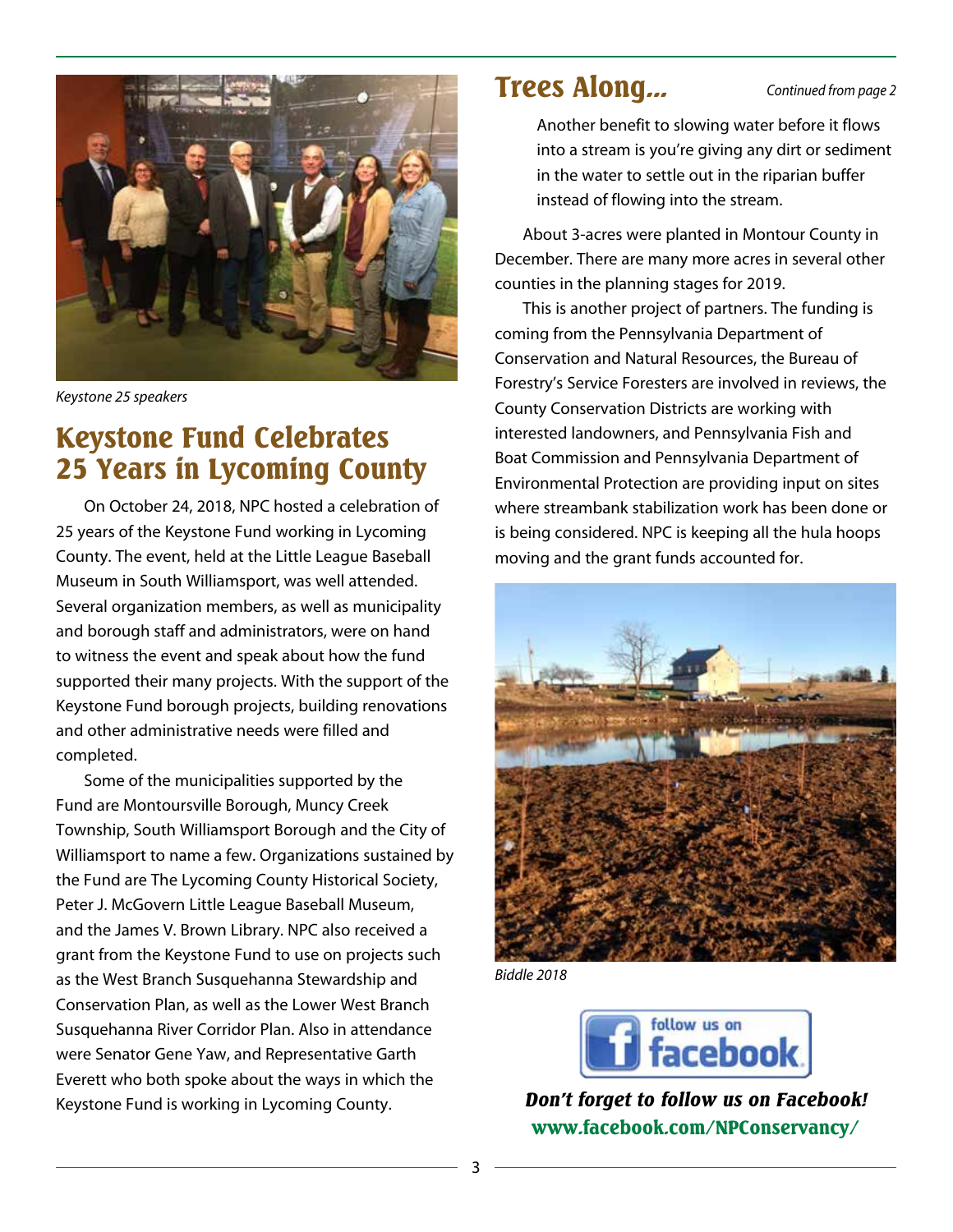Keystone 25 speakers

## Keystone Fund Celebrates 25 Years in Lycoming County

On October 24, 2018, NPC hosted a celebration of 25 years of the Keystone Fund working in Lycoming County. The event, held at the Little League Baseball Museum in South Williamsport, was well attended. Several organization members, as well as municipality and borough staff and administrators, were on hand to witness the event and speak about how the fund supported their many projects. With the support of the Keystone Fund borough projects, building renovations and other administrative needs were filled and completed.

Some of the municipalities supported by the Fund are Montoursville Borough, Muncy Creek Township, South Williamsport Borough and the City of Williamsport to name a few. Organizations sustained by the Fund are The Lycoming County Historical Society, Peter J. McGovern Little League Baseball Museum, and the James V. Brown Library. NPC also received a grant from the Keystone Fund to use on projects such as the West Branch Susquehanna Stewardship and Conservation Plan, as well as the Lower West Branch Susquehanna River Corridor Plan. Also in attendance were Senator Gene Yaw, and Representative Garth Everett who both spoke about the ways in which the Keystone Fund is working in Lycoming County.

## Trees Along...

*Continued from page 2*

Another benefit to slowing water before it flows into a stream is you're giving any dirt or sediment in the water to settle out in the riparian buffer instead of flowing into the stream.

About 3-acres were planted in Montour County in December. There are many more acres in several other counties in the planning stages for 2019.

This is another project of partners. The funding is coming from the Pennsylvania Department of Conservation and Natural Resources, the Bureau of Forestry's Service Foresters are involved in reviews, the County Conservation Districts are working with interested landowners, and Pennsylvania Fish and Boat Commission and Pennsylvania Department of Environmental Protection are providing input on sites where streambank stabilization work has been done or is being considered. NPC is keeping all the hula hoops moving and the grant funds accounted for.

*Biddle 2018*

follow us on facebook

***Don't forget to follow us on Facebook!***

**www.facebook.com/NPConservancy/**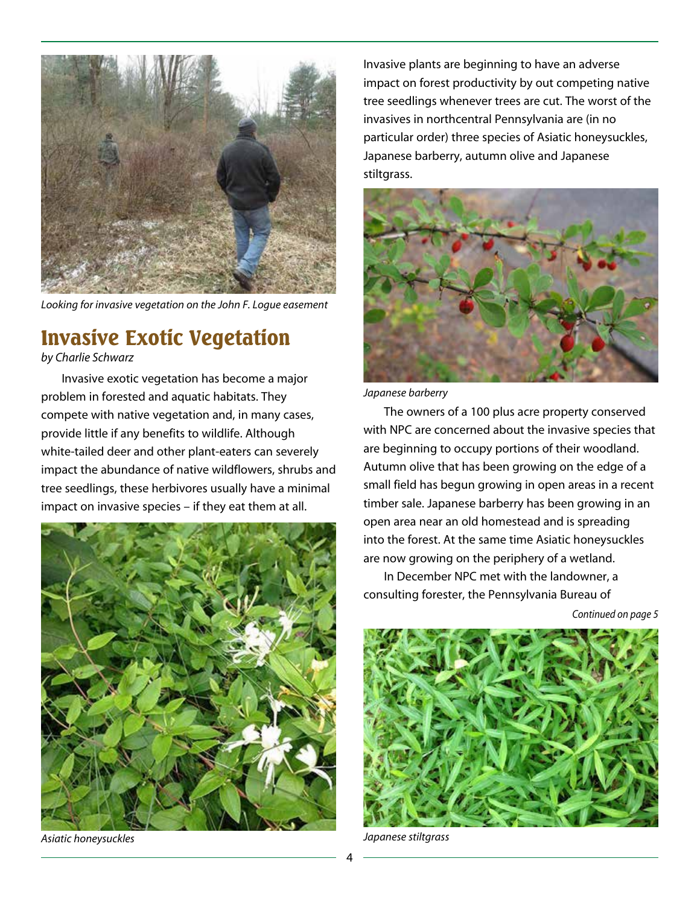Looking for invasive vegetation on the John F. Logue easement

# Invasive Exotic Vegetation

*by Charlie Schwarz*

Invasive exotic vegetation has become a major problem in forested and aquatic habitats. They compete with native vegetation and, in many cases, provide little if any benefits to wildlife. Although white-tailed deer and other plant-eaters can severely impact the abundance of native wildflowers, shrubs and tree seedlings, these herbivores usually have a minimal impact on invasive species – if they eat them at all.

*Asiatic honeysuckles*

Invasive plants are beginning to have an adverse impact on forest productivity by out competing native tree seedlings whenever trees are cut. The worst of the invasives in northcentral Pennsylvania are (in no particular order) three species of Asiatic honeysuckles, Japanese barberry, autumn olive and Japanese stiltgrass.

*Japanese barberry*

The owners of a 100 plus acre property conserved with NPC are concerned about the invasive species that are beginning to occupy portions of their woodland. Autumn olive that has been growing on the edge of a small field has begun growing in open areas in a recent timber sale. Japanese barberry has been growing in an open area near an old homestead and is spreading into the forest. At the same time Asiatic honeysuckles are now growing on the periphery of a wetland.

In December NPC met with the landowner, a consulting forester, the Pennsylvania Bureau of

*Continued on page 5*

*Japanese stiltgrass*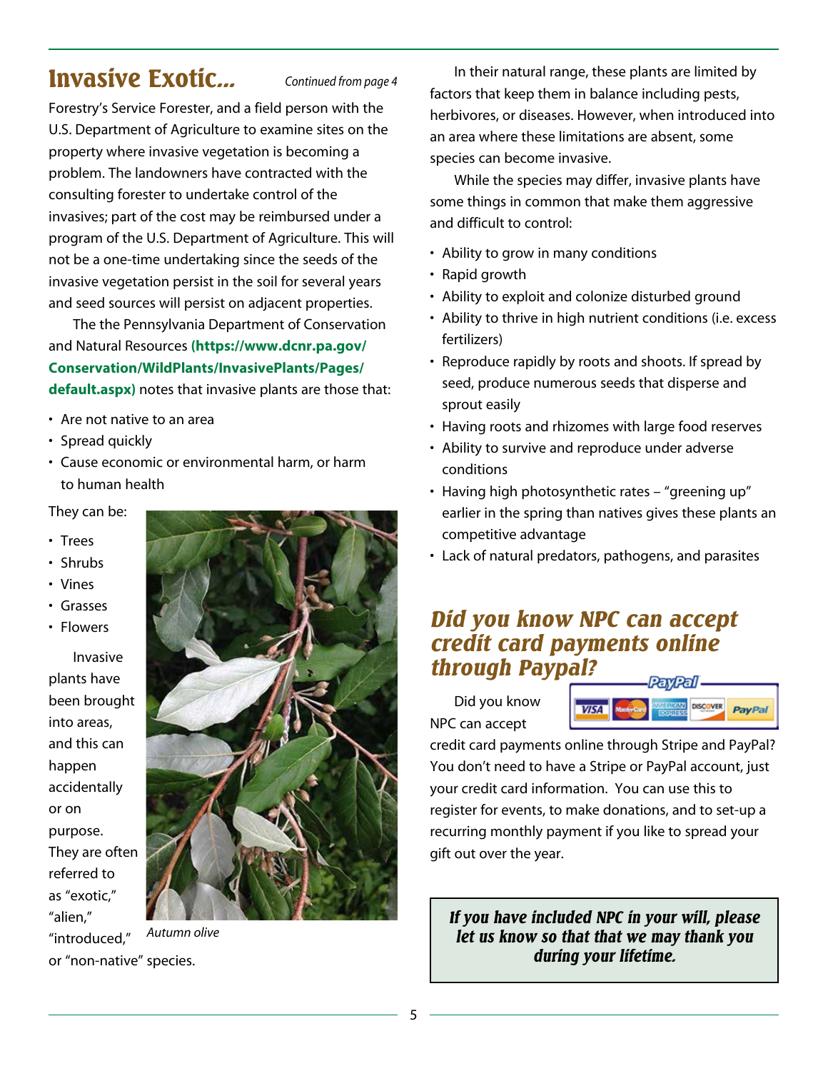## Invasive Exotic...

*Continued from page 4*

Forestry's Service Forester, and a field person with the U.S. Department of Agriculture to examine sites on the property where invasive vegetation is becoming a problem. The landowners have contracted with the consulting forester to undertake control of the invasives; part of the cost may be reimbursed under a program of the U.S. Department of Agriculture. This will not be a one-time undertaking since the seeds of the invasive vegetation persist in the soil for several years and seed sources will persist on adjacent properties.

The the Pennsylvania Department of Conservation and Natural Resources **(https://www.dcnr.pa.gov/Conservation/WildPlants/InvasivePlants/Pages/default.aspx)** notes that invasive plants are those that:

- Are not native to an area
- Spread quickly
- Cause economic or environmental harm, or harm to human health

They can be:

- Trees
- Shrubs
- Vines
- Grasses
- Flowers

Invasive plants have been brought into areas, and this can happen accidentally or on purpose. They are often referred to as "exotic," "alien," "introduced," or "non-native" species.

*Autumn olive*

In their natural range, these plants are limited by factors that keep them in balance including pests, herbivores, or diseases. However, when introduced into an area where these limitations are absent, some species can become invasive.

While the species may differ, invasive plants have some things in common that make them aggressive and difficult to control:

- Ability to grow in many conditions
- Rapid growth
- Ability to exploit and colonize disturbed ground
- Ability to thrive in high nutrient conditions (i.e. excess fertilizers)
- Reproduce rapidly by roots and shoots. If spread by seed, produce numerous seeds that disperse and sprout easily
- Having roots and rhizomes with large food reserves
- Ability to survive and reproduce under adverse conditions
- Having high photosynthetic rates – "greening up" earlier in the spring than natives gives these plants an competitive advantage
- Lack of natural predators, pathogens, and parasites

## *Did you know NPC can accept credit card payments online through Paypal?*

Did you know NPC can accept credit card payments online through Stripe and PayPal? You don't need to have a Stripe or PayPal account, just your credit card information. You can use this to register for events, to make donations, and to set-up a recurring monthly payment if you like to spread your gift out over the year.

***If you have included NPC in your will, please let us know so that that we may thank you during your lifetime.***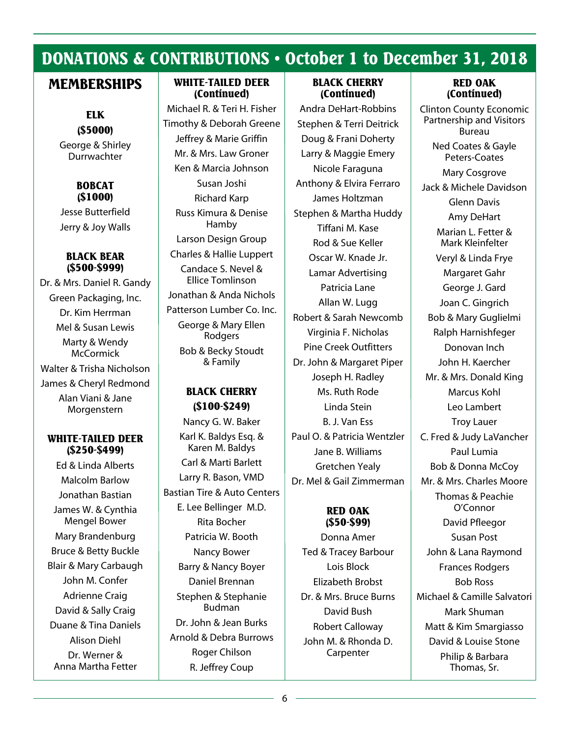# DONATIONS & CONTRIBUTIONS • October 1 to December 31, 2018

## MEMBERSHIPS

### ELK
### ($5000)

George & Shirley Durrwachter

### BOBCAT
### ($1000)

Jesse Butterfield
Jerry & Joy Walls

### BLACK BEAR
### ($500-$999)

Dr. & Mrs. Daniel R. Gandy
Green Packaging, Inc.
Dr. Kim Herrman
Mel & Susan Lewis
Marty & Wendy McCormick
Walter & Trisha Nicholson
James & Cheryl Redmond
Alan Viani & Jane Morgenstern

### WHITE-TAILED DEER
### ($250-$499)

Ed & Linda Alberts
Malcolm Barlow
Jonathan Bastian
James W. & Cynthia Mengel Bower
Mary Brandenburg
Bruce & Betty Buckle
Blair & Mary Carbaugh
John M. Confer
Adrienne Craig
David & Sally Craig
Duane & Tina Daniels
Alison Diehl
Dr. Werner & Anna Martha Fetter

### WHITE-TAILED DEER (Continued)

Michael R. & Teri H. Fisher
Timothy & Deborah Greene
Jeffrey & Marie Griffin
Mr. & Mrs. Law Groner
Ken & Marcia Johnson
Susan Joshi
Richard Karp
Russ Kimura & Denise Hamby
Larson Design Group
Charles & Hallie Luppert
Candace S. Nevel & Ellice Tomlinson
Jonathan & Anda Nichols
Patterson Lumber Co. Inc.
George & Mary Ellen Rodgers
Bob & Becky Stoudt & Family

### BLACK CHERRY
### ($100-$249)

Nancy G. W. Baker
Karl K. Baldys Esq. & Karen M. Baldys
Carl & Marti Barlett
Larry R. Bason, VMD
Bastian Tire & Auto Centers
E. Lee Bellinger M.D.
Rita Bocher
Patricia W. Booth
Nancy Bower
Barry & Nancy Boyer
Daniel Brennan
Stephen & Stephanie Budman
Dr. John & Jean Burks
Arnold & Debra Burrows
Roger Chilson
R. Jeffrey Coup

### BLACK CHERRY (Continued)

Andra DeHart-Robbins
Stephen & Terri Deitrick
Doug & Frani Doherty
Larry & Maggie Emery
Nicole Faraguna
Anthony & Elvira Ferraro
James Holtzman
Stephen & Martha Huddy
Tiffani M. Kase
Rod & Sue Keller
Oscar W. Knade Jr.
Lamar Advertising
Patricia Lane
Allan W. Lugg
Robert & Sarah Newcomb
Virginia F. Nicholas
Pine Creek Outfitters
Dr. John & Margaret Piper
Joseph H. Radley
Ms. Ruth Rode
Linda Stein
B. J. Van Ess
Paul O. & Patricia Wentzler
Jane B. Williams
Gretchen Yealy
Dr. Mel & Gail Zimmerman

### RED OAK
### ($50-$99)

Donna Amer
Ted & Tracey Barbour
Lois Block
Elizabeth Brobst
Dr. & Mrs. Bruce Burns
David Bush
Robert Calloway
John M. & Rhonda D. Carpenter

### RED OAK (Continued)

Clinton County Economic Partnership and Visitors Bureau
Ned Coates & Gayle Peters-Coates
Mary Cosgrove
Jack & Michele Davidson
Glenn Davis
Amy DeHart
Marian L. Fetter & Mark Kleinfelter
Veryl & Linda Frye
Margaret Gahr
George J. Gard
Joan C. Gingrich
Bob & Mary Guglielmi
Ralph Harnishfeger
Donovan Inch
John H. Kaercher
Mr. & Mrs. Donald King
Marcus Kohl
Leo Lambert
Troy Lauer
C. Fred & Judy LaVancher
Paul Lumia
Bob & Donna McCoy
Mr. & Mrs. Charles Moore
Thomas & Peachie O'Connor
David Pfleegor
Susan Post
John & Lana Raymond
Frances Rodgers
Bob Ross
Michael & Camille Salvatori
Mark Shuman
Matt & Kim Smargiasso
David & Louise Stone
Philip & Barbara Thomas, Sr.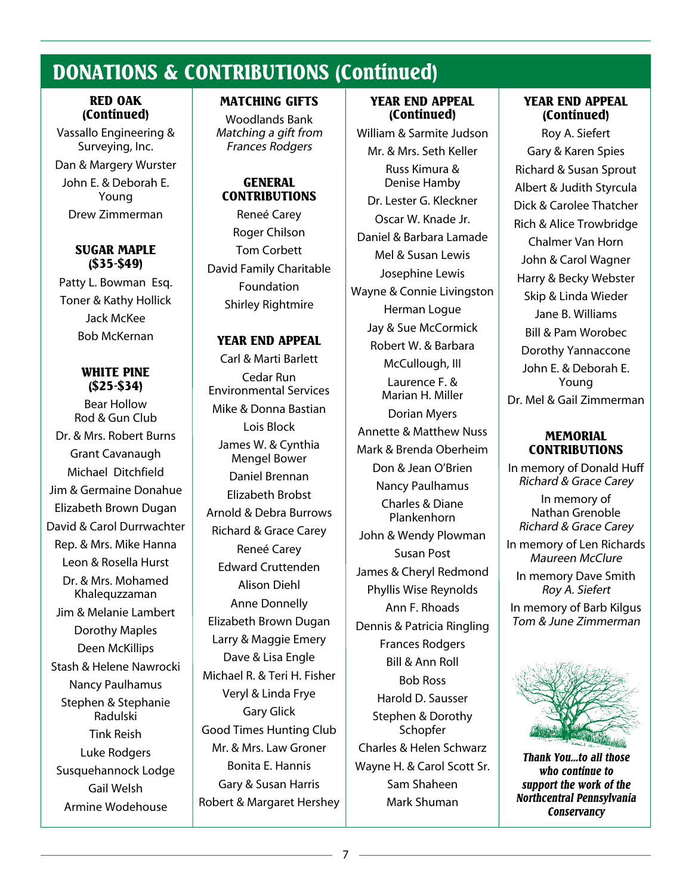# DONATIONS & CONTRIBUTIONS (Continued)

### RED OAK (Continued)

Vassallo Engineering & Surveying, Inc.

Dan & Margery Wurster

John E. & Deborah E. Young

Drew Zimmerman

### SUGAR MAPLE ($35-$49)

Patty L. Bowman Esq.

Toner & Kathy Hollick

Jack McKee

Bob McKernan

### WHITE PINE ($25-$34)

Bear Hollow Rod & Gun Club

Dr. & Mrs. Robert Burns

Grant Cavanaugh

Michael Ditchfield

Jim & Germaine Donahue

Elizabeth Brown Dugan

David & Carol Durrwachter

Rep. & Mrs. Mike Hanna

Leon & Rosella Hurst

Dr. & Mrs. Mohamed Khalequzzaman

Jim & Melanie Lambert

Dorothy Maples

Deen McKillips

Stash & Helene Nawrocki

Nancy Paulhamus

Stephen & Stephanie Radulski

Tink Reish

Luke Rodgers

Susquehannock Lodge

Gail Welsh

Armine Wodehouse

### MATCHING GIFTS

Woodlands Bank
*Matching a gift from Frances Rodgers*

### GENERAL CONTRIBUTIONS

Reneé Carey

Roger Chilson

Tom Corbett

David Family Charitable Foundation

Shirley Rightmire

### YEAR END APPEAL

Carl & Marti Barlett

Cedar Run Environmental Services

Mike & Donna Bastian

Lois Block

James W. & Cynthia Mengel Bower

Daniel Brennan

Elizabeth Brobst

Arnold & Debra Burrows

Richard & Grace Carey

Reneé Carey

Edward Cruttenden

Alison Diehl

Anne Donnelly

Elizabeth Brown Dugan

Larry & Maggie Emery

Dave & Lisa Engle

Michael R. & Teri H. Fisher

Veryl & Linda Frye

Gary Glick

Good Times Hunting Club

Mr. & Mrs. Law Groner

Bonita E. Hannis

Gary & Susan Harris

Robert & Margaret Hershey

### YEAR END APPEAL (Continued)

William & Sarmite Judson

Mr. & Mrs. Seth Keller

Russ Kimura & Denise Hamby

Dr. Lester G. Kleckner

Oscar W. Knade Jr.

Daniel & Barbara Lamade

Mel & Susan Lewis

Josephine Lewis

Wayne & Connie Livingston

Herman Logue

Jay & Sue McCormick

Robert W. & Barbara McCullough, III

Laurence F. & Marian H. Miller

Dorian Myers

Annette & Matthew Nuss

Mark & Brenda Oberheim

Don & Jean O'Brien

Nancy Paulhamus

Charles & Diane Plankenhorn

John & Wendy Plowman

Susan Post

James & Cheryl Redmond

Phyllis Wise Reynolds

Ann F. Rhoads

Dennis & Patricia Ringling

Frances Rodgers

Bill & Ann Roll

Bob Ross

Harold D. Sausser

Stephen & Dorothy Schopfer

Charles & Helen Schwarz

Wayne H. & Carol Scott Sr.

Sam Shaheen

Mark Shuman

### YEAR END APPEAL (Continued)

Roy A. Siefert

Gary & Karen Spies

Richard & Susan Sprout

Albert & Judith Styrcula

Dick & Carolee Thatcher

Rich & Alice Trowbridge

Chalmer Van Horn

John & Carol Wagner

Harry & Becky Webster

Skip & Linda Wieder

Jane B. Williams

Bill & Pam Worobec

Dorothy Yannaccone

John E. & Deborah E. Young

Dr. Mel & Gail Zimmerman

### MEMORIAL CONTRIBUTIONS

In memory of Donald Huff
*Richard & Grace Carey*

In memory of Nathan Grenoble
*Richard & Grace Carey*

In memory of Len Richards
*Maureen McClure*

In memory Dave Smith
*Roy A. Siefert*

In memory of Barb Kilgus
*Tom & June Zimmerman*

***Thank You...to all those who continue to support the work of the Northcentral Pennsylvania Conservancy***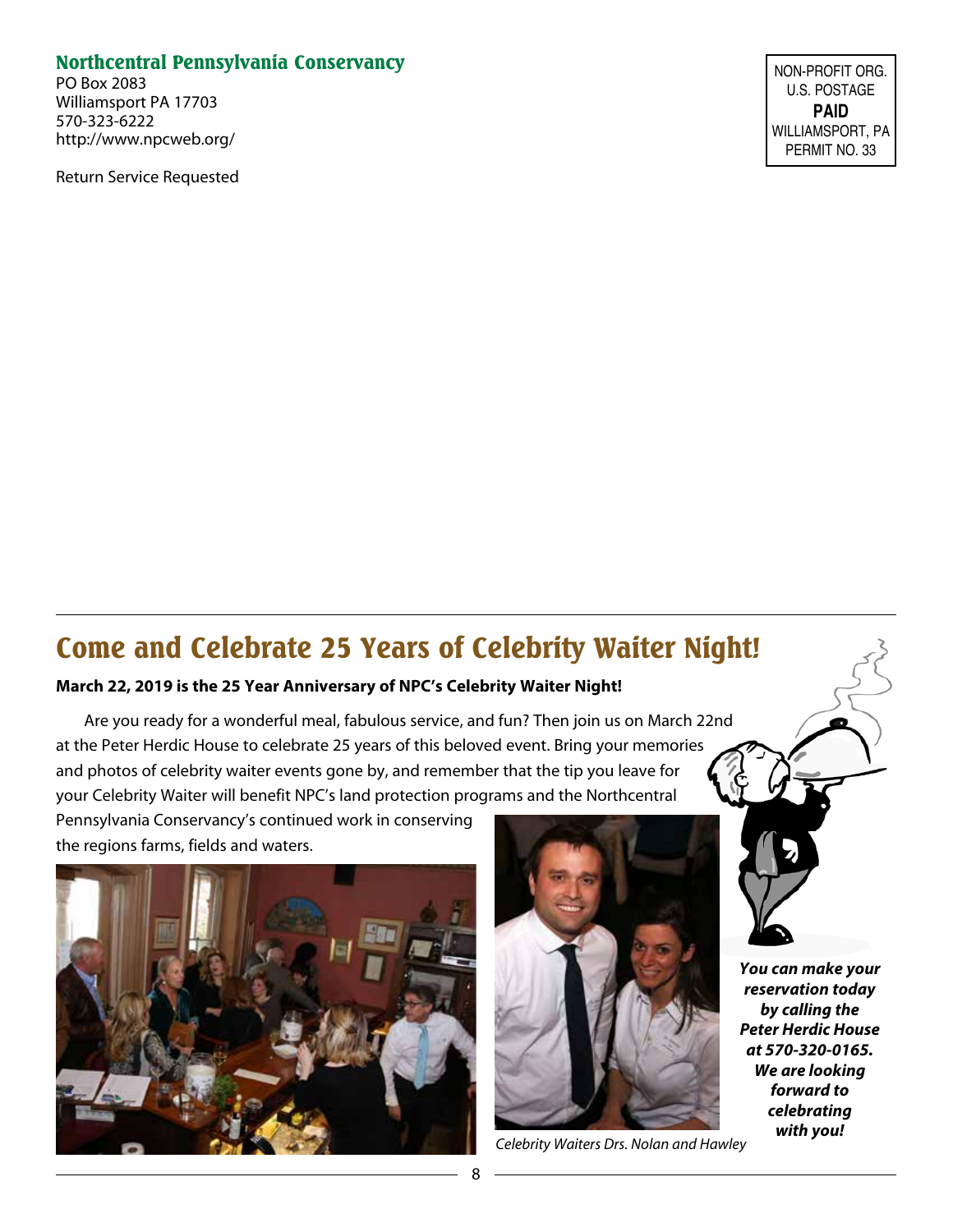**Northcentral Pennsylvania Conservancy**
PO Box 2083
Williamsport PA 17703
570-323-6222
http://www.npcweb.org/

Return Service Requested

NON-PROFIT ORG.
U.S. POSTAGE
**PAID**
WILLIAMSPORT, PA
PERMIT NO. 33

# Come and Celebrate 25 Years of Celebrity Waiter Night!

**March 22, 2019 is the 25 Year Anniversary of NPC's Celebrity Waiter Night!**

Are you ready for a wonderful meal, fabulous service, and fun? Then join us on March 22nd at the Peter Herdic House to celebrate 25 years of this beloved event. Bring your memories and photos of celebrity waiter events gone by, and remember that the tip you leave for your Celebrity Waiter will benefit NPC's land protection programs and the Northcentral Pennsylvania Conservancy's continued work in conserving the regions farms, fields and waters.

*Celebrity Waiters Drs. Nolan and Hawley*

***You can make your reservation today by calling the Peter Herdic House at 570-320-0165. We are looking forward to celebrating with you!***